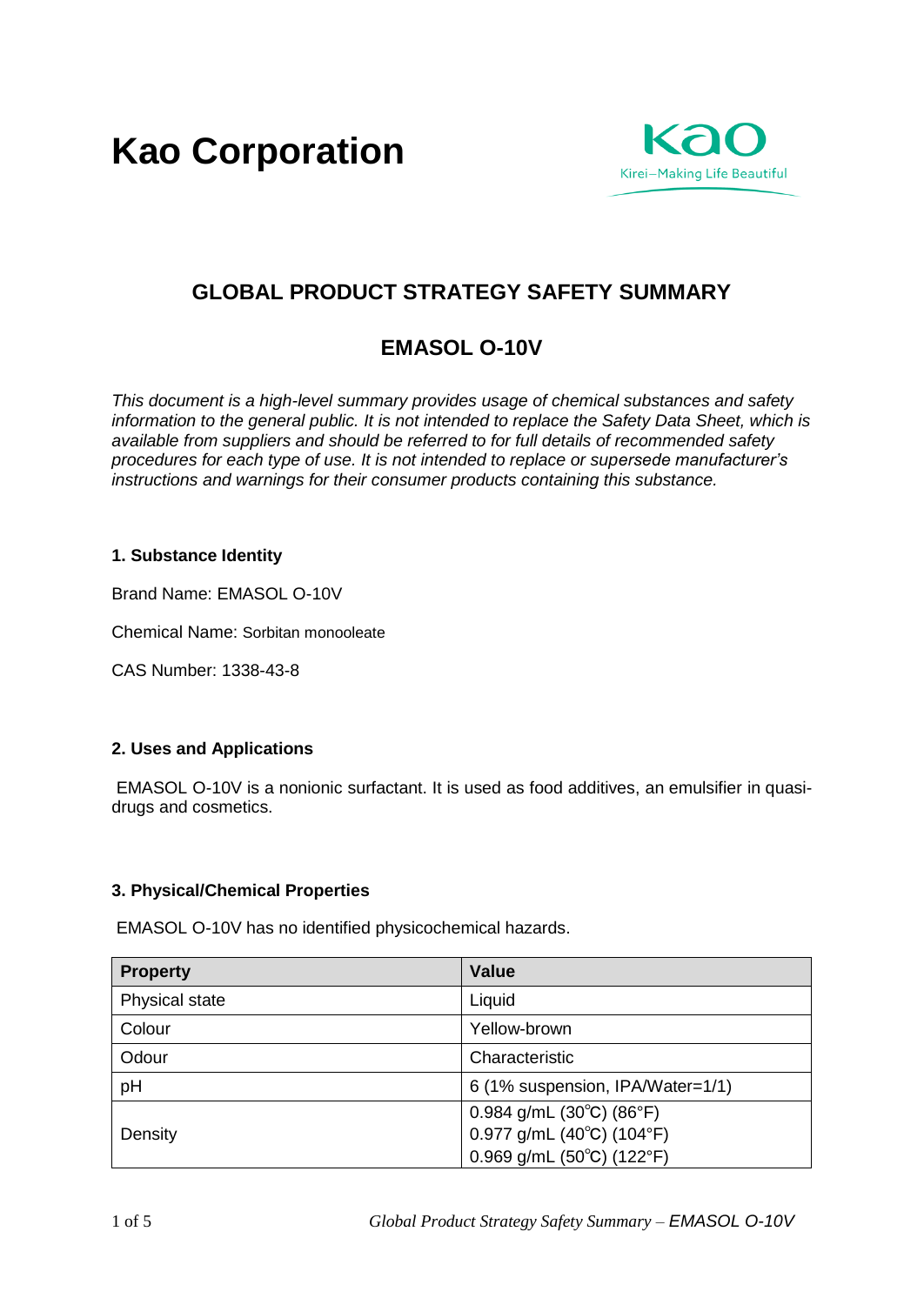# Kao Corporation

## GLOBAL PRODUCT STRATEGY SAFETY SUMMARY

## EMASOL O-10V

*This document is a high-level summary provides usage of chemical substances and safety information to the general public. It is not intended to replace the Safety Data Sheet, which is available from suppliers and should be referred to for full details of recommended safety procedures for each type of use. It is not intended to replace or supersede manufacturer's instructions and warnings for their consumer products containing this substance.*

### 1. Substance Identity

Brand Name: EMASOL O-10V

Chemical Name: Sorbitan monooleate

CAS Number: 1338-43-8

### 2. Uses and Applications

EMASOL O-10V is a nonionic surfactant. It is used as food additives, an emulsifier in quasi-drugs and cosmetics.

### 3. Physical/Chemical Properties

EMASOL O-10V has no identified physicochemical hazards.

| Property | Value |
|---|---|
| Physical state | Liquid |
| Colour | Yellow-brown |
| Odour | Characteristic |
| pH | 6 (1% suspension, IPA/Water=1/1) |
| Density | 0.984 g/mL (30℃) (86°F)<br>0.977 g/mL (40℃) (104°F)<br>0.969 g/mL (50℃) (122°F) |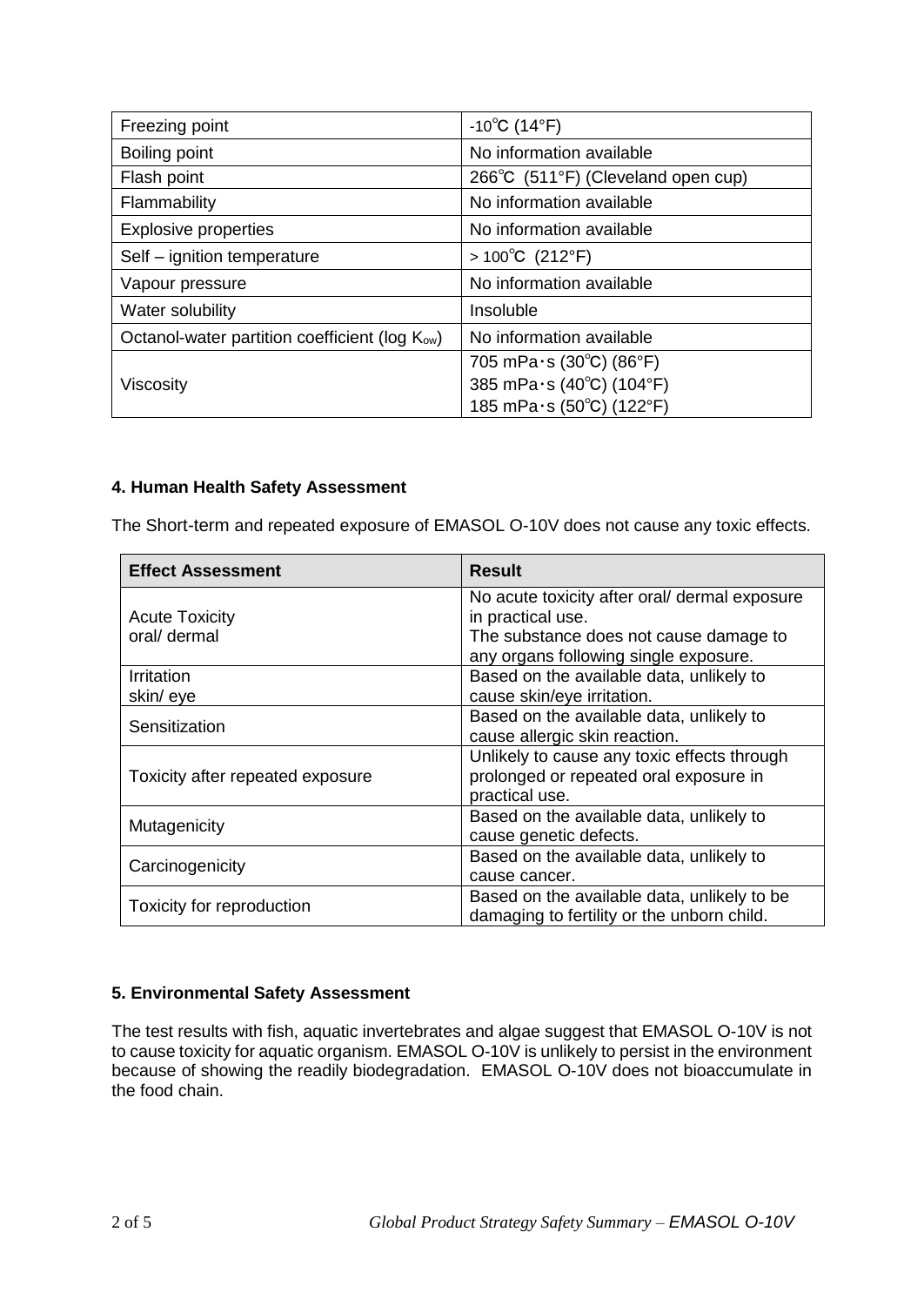| Freezing point | -10℃ (14°F) |
| --- | --- |
| Boiling point | No information available |
| Flash point | 266℃ (511°F) (Cleveland open cup) |
| Flammability | No information available |
| Explosive properties | No information available |
| Self – ignition temperature | > 100℃ (212°F) |
| Vapour pressure | No information available |
| Water solubility | Insoluble |
| Octanol-water partition coefficient (log $K_{ow}$) | No information available |
| Viscosity | 705 mPa・s (30℃) (86°F)<br>385 mPa・s (40℃) (104°F)<br>185 mPa・s (50℃) (122°F) |

## 4. Human Health Safety Assessment

The Short-term and repeated exposure of EMASOL O-10V does not cause any toxic effects.

| Effect Assessment | Result |
| --- | --- |
| Acute Toxicity<br>oral/ dermal | No acute toxicity after oral/ dermal exposure in practical use.<br>The substance does not cause damage to any organs following single exposure. |
| Irritation<br>skin/ eye | Based on the available data, unlikely to cause skin/eye irritation. |
| Sensitization | Based on the available data, unlikely to cause allergic skin reaction. |
| Toxicity after repeated exposure | Unlikely to cause any toxic effects through prolonged or repeated oral exposure in practical use. |
| Mutagenicity | Based on the available data, unlikely to cause genetic defects. |
| Carcinogenicity | Based on the available data, unlikely to cause cancer. |
| Toxicity for reproduction | Based on the available data, unlikely to be damaging to fertility or the unborn child. |

## 5. Environmental Safety Assessment

The test results with fish, aquatic invertebrates and algae suggest that EMASOL O-10V is not to cause toxicity for aquatic organism. EMASOL O-10V is unlikely to persist in the environment because of showing the readily biodegradation. EMASOL O-10V does not bioaccumulate in the food chain.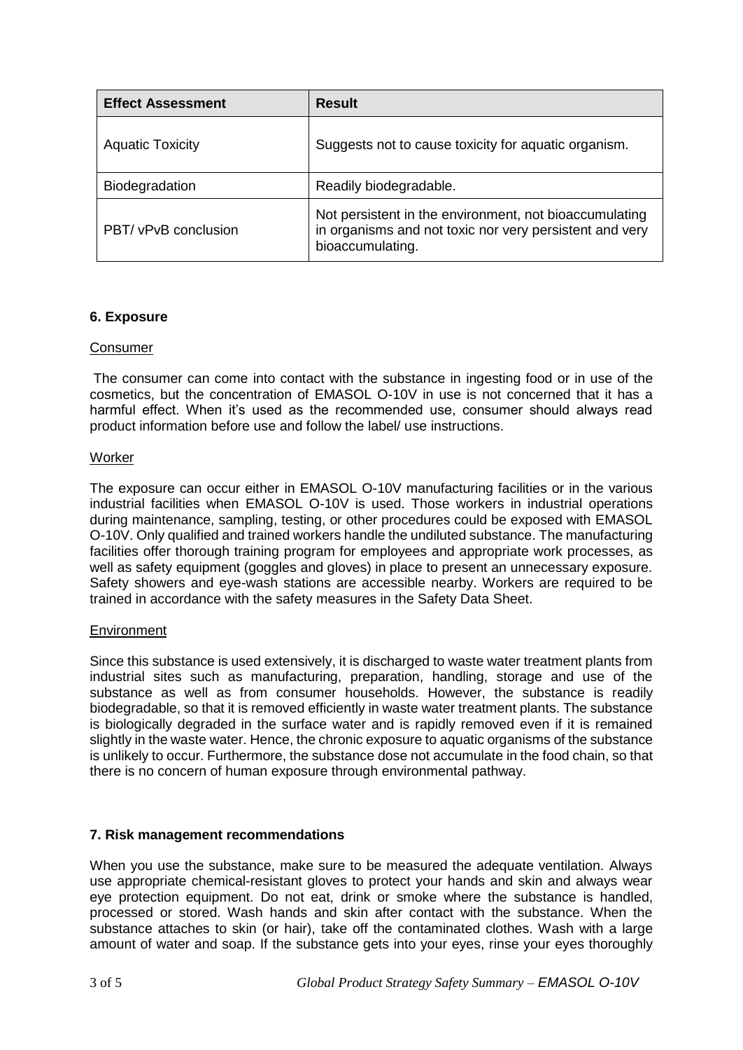| Effect Assessment | Result |
|---|---|
| Aquatic Toxicity | Suggests not to cause toxicity for aquatic organism. |
| Biodegradation | Readily biodegradable. |
| PBT/ vPvB conclusion | Not persistent in the environment, not bioaccumulating in organisms and not toxic nor very persistent and very bioaccumulating. |

## 6. Exposure

Consumer

The consumer can come into contact with the substance in ingesting food or in use of the cosmetics, but the concentration of EMASOL O-10V in use is not concerned that it has a harmful effect. When it's used as the recommended use, consumer should always read product information before use and follow the label/ use instructions.

Worker

The exposure can occur either in EMASOL O-10V manufacturing facilities or in the various industrial facilities when EMASOL O-10V is used. Those workers in industrial operations during maintenance, sampling, testing, or other procedures could be exposed with EMASOL O-10V. Only qualified and trained workers handle the undiluted substance. The manufacturing facilities offer thorough training program for employees and appropriate work processes, as well as safety equipment (goggles and gloves) in place to present an unnecessary exposure. Safety showers and eye-wash stations are accessible nearby. Workers are required to be trained in accordance with the safety measures in the Safety Data Sheet.

Environment

Since this substance is used extensively, it is discharged to waste water treatment plants from industrial sites such as manufacturing, preparation, handling, storage and use of the substance as well as from consumer households. However, the substance is readily biodegradable, so that it is removed efficiently in waste water treatment plants. The substance is biologically degraded in the surface water and is rapidly removed even if it is remained slightly in the waste water. Hence, the chronic exposure to aquatic organisms of the substance is unlikely to occur. Furthermore, the substance dose not accumulate in the food chain, so that there is no concern of human exposure through environmental pathway.

## 7. Risk management recommendations

When you use the substance, make sure to be measured the adequate ventilation. Always use appropriate chemical-resistant gloves to protect your hands and skin and always wear eye protection equipment. Do not eat, drink or smoke where the substance is handled, processed or stored. Wash hands and skin after contact with the substance. When the substance attaches to skin (or hair), take off the contaminated clothes. Wash with a large amount of water and soap. If the substance gets into your eyes, rinse your eyes thoroughly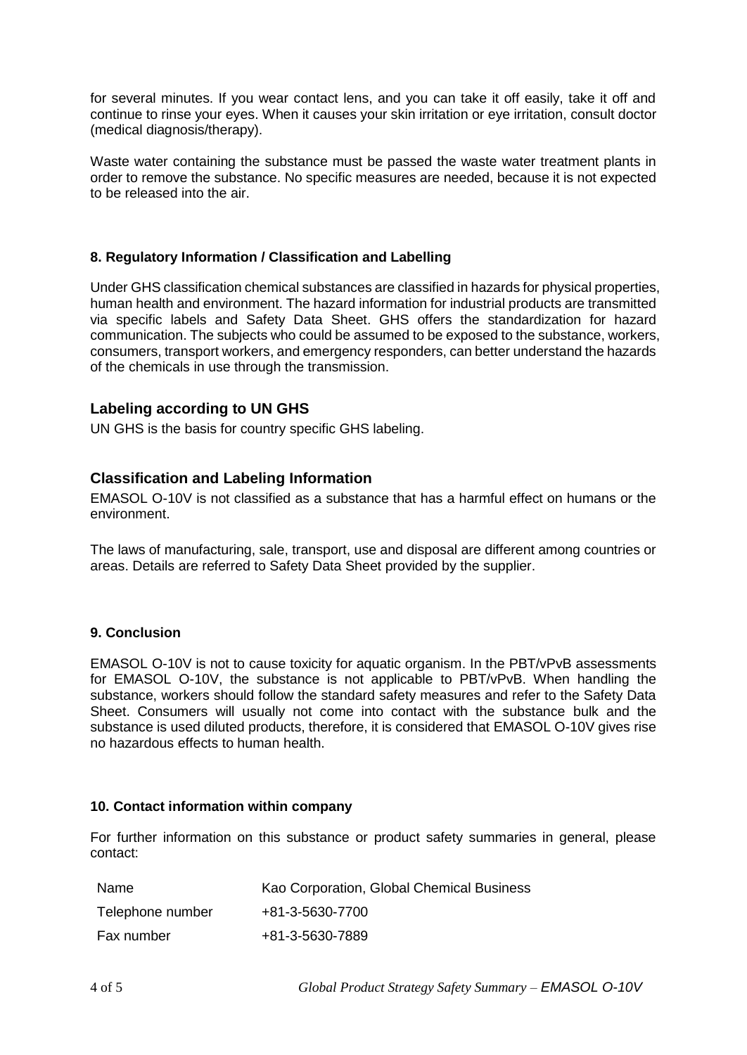for several minutes. If you wear contact lens, and you can take it off easily, take it off and continue to rinse your eyes. When it causes your skin irritation or eye irritation, consult doctor (medical diagnosis/therapy).

Waste water containing the substance must be passed the waste water treatment plants in order to remove the substance. No specific measures are needed, because it is not expected to be released into the air.

#### 8. Regulatory Information / Classification and Labelling

Under GHS classification chemical substances are classified in hazards for physical properties, human health and environment. The hazard information for industrial products are transmitted via specific labels and Safety Data Sheet. GHS offers the standardization for hazard communication. The subjects who could be assumed to be exposed to the substance, workers, consumers, transport workers, and emergency responders, can better understand the hazards of the chemicals in use through the transmission.

### Labeling according to UN GHS

UN GHS is the basis for country specific GHS labeling.

### Classification and Labeling Information

EMASOL O-10V is not classified as a substance that has a harmful effect on humans or the environment.

The laws of manufacturing, sale, transport, use and disposal are different among countries or areas. Details are referred to Safety Data Sheet provided by the supplier.

#### 9. Conclusion

EMASOL O-10V is not to cause toxicity for aquatic organism. In the PBT/vPvB assessments for EMASOL O-10V, the substance is not applicable to PBT/vPvB. When handling the substance, workers should follow the standard safety measures and refer to the Safety Data Sheet. Consumers will usually not come into contact with the substance bulk and the substance is used diluted products, therefore, it is considered that EMASOL O-10V gives rise no hazardous effects to human health.

#### 10. Contact information within company

For further information on this substance or product safety summaries in general, please contact:

| | |
|---|---|
| Name | Kao Corporation, Global Chemical Business |
| Telephone number | +81-3-5630-7700 |
| Fax number | +81-3-5630-7889 |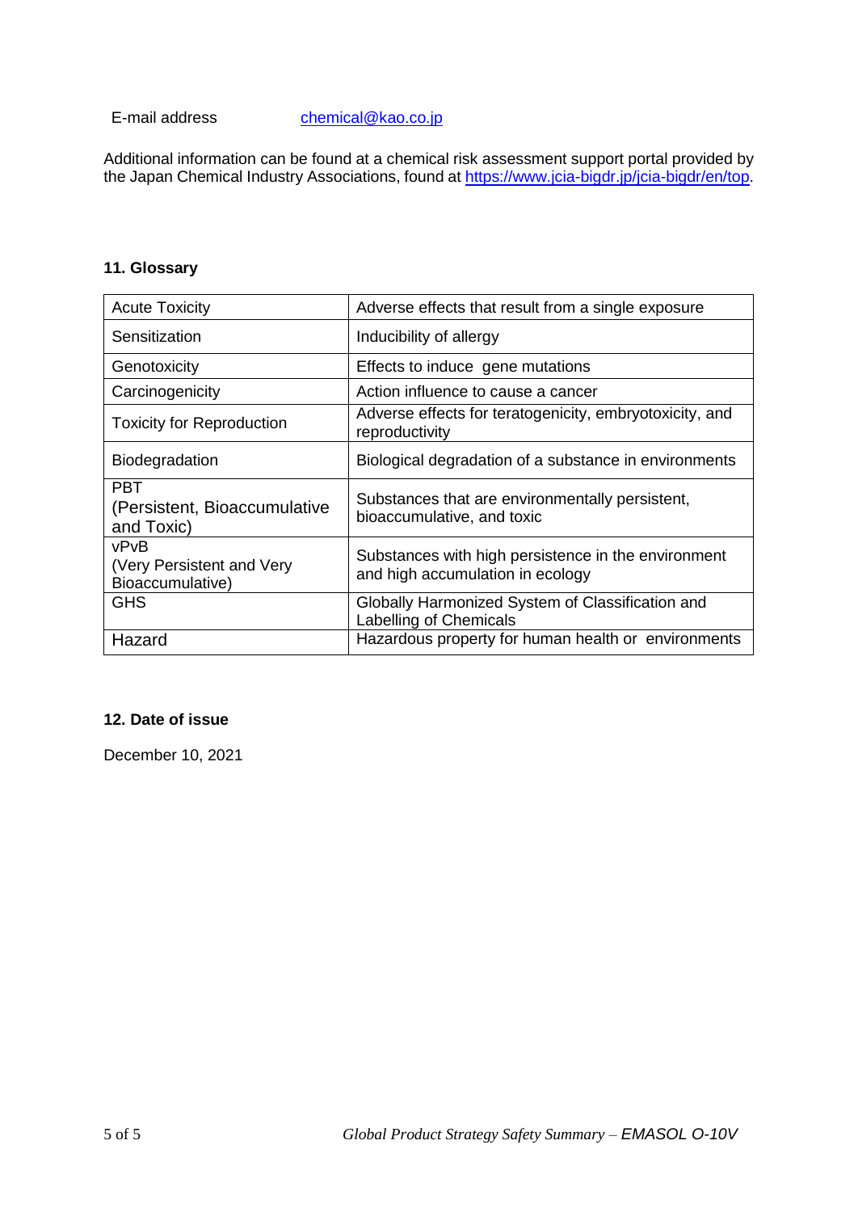E-mail address chemical@kao.co.jp

Additional information can be found at a chemical risk assessment support portal provided by the Japan Chemical Industry Associations, found at https://www.jcia-bigdr.jp/jcia-bigdr/en/top.

## 11. Glossary

| | |
|---|---|
| Acute Toxicity | Adverse effects that result from a single exposure |
| Sensitization | Inducibility of allergy |
| Genotoxicity | Effects to induce gene mutations |
| Carcinogenicity | Action influence to cause a cancer |
| Toxicity for Reproduction | Adverse effects for teratogenicity, embryotoxicity, and reproductivity |
| Biodegradation | Biological degradation of a substance in environments |
| PBT (Persistent, Bioaccumulative and Toxic) | Substances that are environmentally persistent, bioaccumulative, and toxic |
| vPvB (Very Persistent and Very Bioaccumulative) | Substances with high persistence in the environment and high accumulation in ecology |
| GHS | Globally Harmonized System of Classification and Labelling of Chemicals |
| Hazard | Hazardous property for human health or environments |

## 12. Date of issue

December 10, 2021